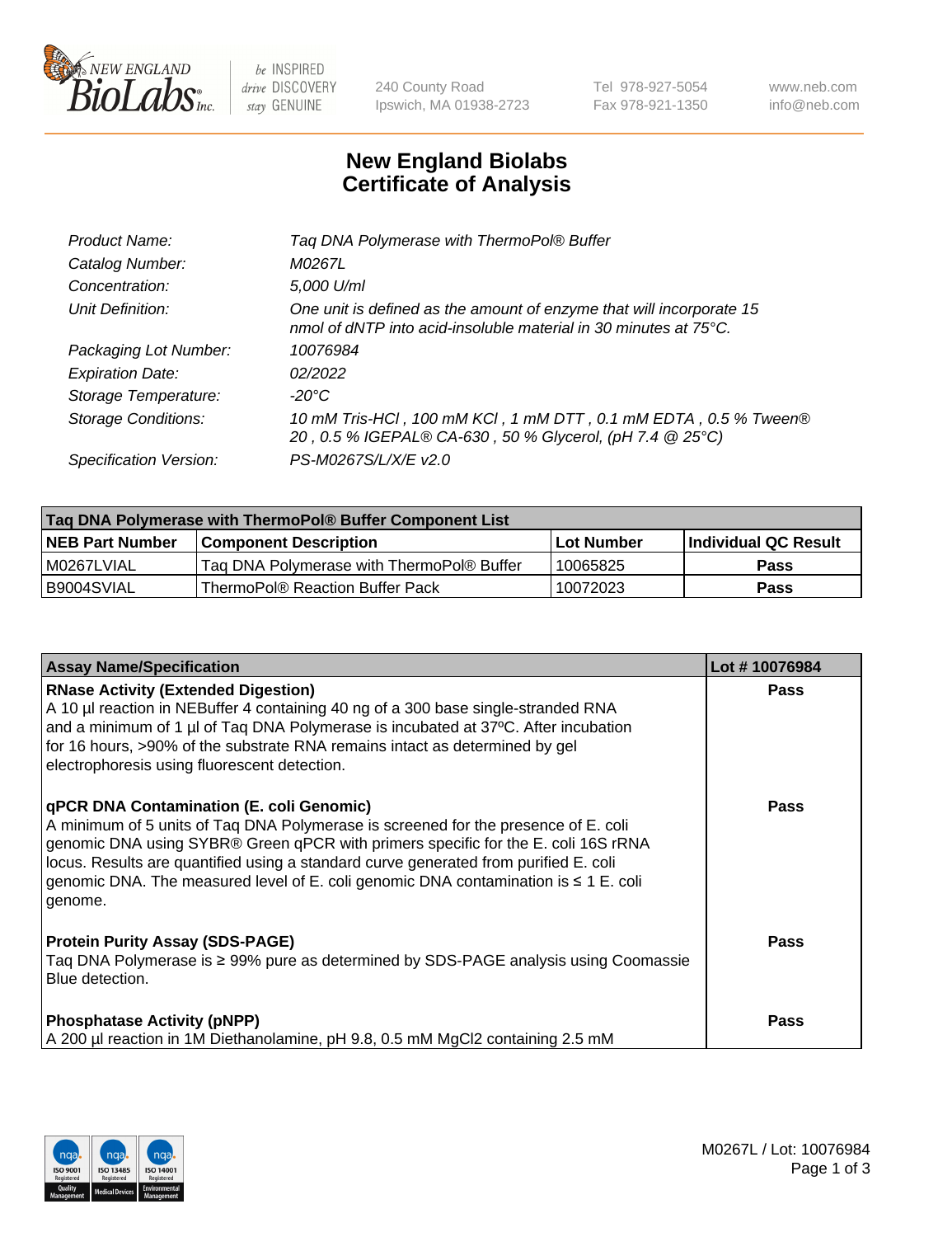# New England Biolabs Certificate of Analysis

| | |
|---|---|
| *Product Name:* | *Taq DNA Polymerase with ThermoPol® Buffer* |
| *Catalog Number:* | *M0267L* |
| *Concentration:* | *5,000 U/ml* |
| *Unit Definition:* | *One unit is defined as the amount of enzyme that will incorporate 15 nmol of dNTP into acid-insoluble material in 30 minutes at 75°C.* |
| *Packaging Lot Number:* | *10076984* |
| *Expiration Date:* | *02/2022* |
| *Storage Temperature:* | *-20°C* |
| *Storage Conditions:* | *10 mM Tris-HCl , 100 mM KCl , 1 mM DTT , 0.1 mM EDTA , 0.5 % Tween® 20 , 0.5 % IGEPAL® CA-630 , 50 % Glycerol, (pH 7.4 @ 25°C)* |
| *Specification Version:* | *PS-M0267S/L/X/E v2.0* |

| Taq DNA Polymerase with ThermoPol® Buffer Component List | | | |
|---|---|---|---|
| **NEB Part Number** | **Component Description** | **Lot Number** | **Individual QC Result** |
| M0267LVIAL | Taq DNA Polymerase with ThermoPol® Buffer | 10065825 | **Pass** |
| B9004SVIAL | ThermoPol® Reaction Buffer Pack | 10072023 | **Pass** |

| Assay Name/Specification | Lot # 10076984 |
|---|---|
| **RNase Activity (Extended Digestion)** A 10 µl reaction in NEBuffer 4 containing 40 ng of a 300 base single-stranded RNA and a minimum of 1 µl of Taq DNA Polymerase is incubated at 37ºC. After incubation for 16 hours, >90% of the substrate RNA remains intact as determined by gel electrophoresis using fluorescent detection. | **Pass** |
| **qPCR DNA Contamination (E. coli Genomic)** A minimum of 5 units of Taq DNA Polymerase is screened for the presence of E. coli genomic DNA using SYBR® Green qPCR with primers specific for the E. coli 16S rRNA locus. Results are quantified using a standard curve generated from purified E. coli genomic DNA. The measured level of E. coli genomic DNA contamination is ≤ 1 E. coli genome. | **Pass** |
| **Protein Purity Assay (SDS-PAGE)** Taq DNA Polymerase is ≥ 99% pure as determined by SDS-PAGE analysis using Coomassie Blue detection. | **Pass** |
| **Phosphatase Activity (pNPP)** A 200 µl reaction in 1M Diethanolamine, pH 9.8, 0.5 mM $MgCl_2$ containing 2.5 mM | **Pass** |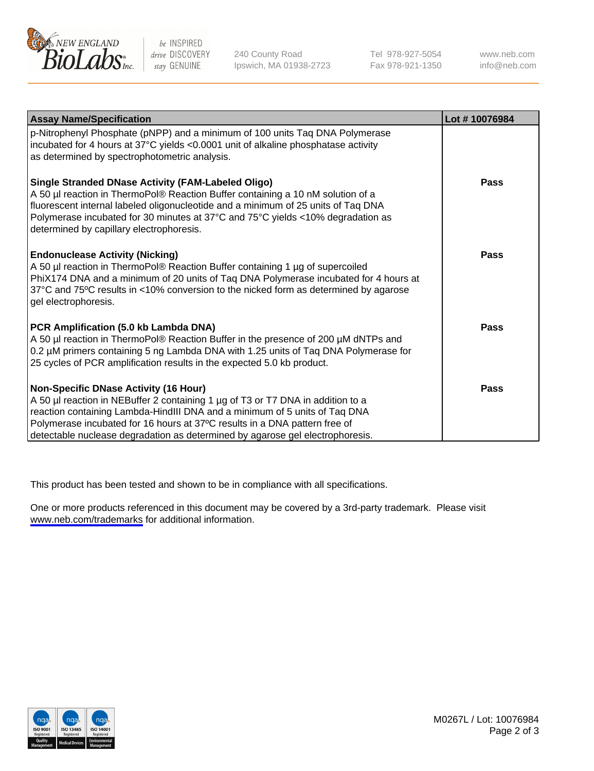| Assay Name/Specification | Lot # 10076984 |
| --- | --- |
| p-Nitrophenyl Phosphate (pNPP) and a minimum of 100 units Taq DNA Polymerase incubated for 4 hours at 37°C yields <0.0001 unit of alkaline phosphatase activity as determined by spectrophotometric analysis. | |
| **Single Stranded DNase Activity (FAM-Labeled Oligo)**<br>A 50 µl reaction in ThermoPol® Reaction Buffer containing a 10 nM solution of a fluorescent internal labeled oligonucleotide and a minimum of 25 units of Taq DNA Polymerase incubated for 30 minutes at 37°C and 75°C yields <10% degradation as determined by capillary electrophoresis. | **Pass** |
| **Endonuclease Activity (Nicking)**<br>A 50 µl reaction in ThermoPol® Reaction Buffer containing 1 µg of supercoiled PhiX174 DNA and a minimum of 20 units of Taq DNA Polymerase incubated for 4 hours at 37°C and 75ºC results in <10% conversion to the nicked form as determined by agarose gel electrophoresis. | **Pass** |
| **PCR Amplification (5.0 kb Lambda DNA)**<br>A 50 µl reaction in ThermoPol® Reaction Buffer in the presence of 200 µM dNTPs and 0.2 µM primers containing 5 ng Lambda DNA with 1.25 units of Taq DNA Polymerase for 25 cycles of PCR amplification results in the expected 5.0 kb product. | **Pass** |
| **Non-Specific DNase Activity (16 Hour)**<br>A 50 µl reaction in NEBuffer 2 containing 1 µg of T3 or T7 DNA in addition to a reaction containing Lambda-HindIII DNA and a minimum of 5 units of Taq DNA Polymerase incubated for 16 hours at 37ºC results in a DNA pattern free of detectable nuclease degradation as determined by agarose gel electrophoresis. | **Pass** |

This product has been tested and shown to be in compliance with all specifications.

One or more products referenced in this document may be covered by a 3rd-party trademark. Please visit www.neb.com/trademarks for additional information.

M0267L / Lot: 10076984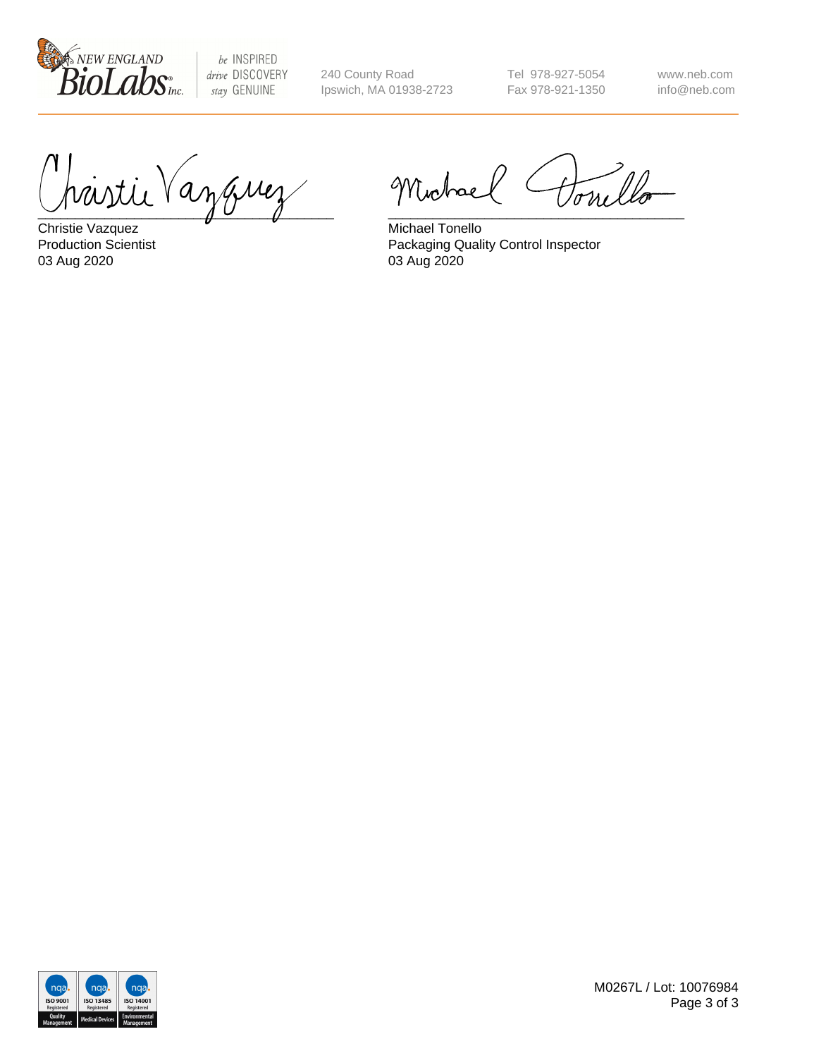NEW ENGLAND BioLabs Inc. be INSPIRED drive DISCOVERY stay GENUINE

240 County Road
Ipswich, MA 01938-2723

Tel 978-927-5054
Fax 978-921-1350

www.neb.com
info@neb.com

Christie Vazquez
Production Scientist
03 Aug 2020

Michael Tonello
Packaging Quality Control Inspector
03 Aug 2020

M0267L / Lot: 10076984